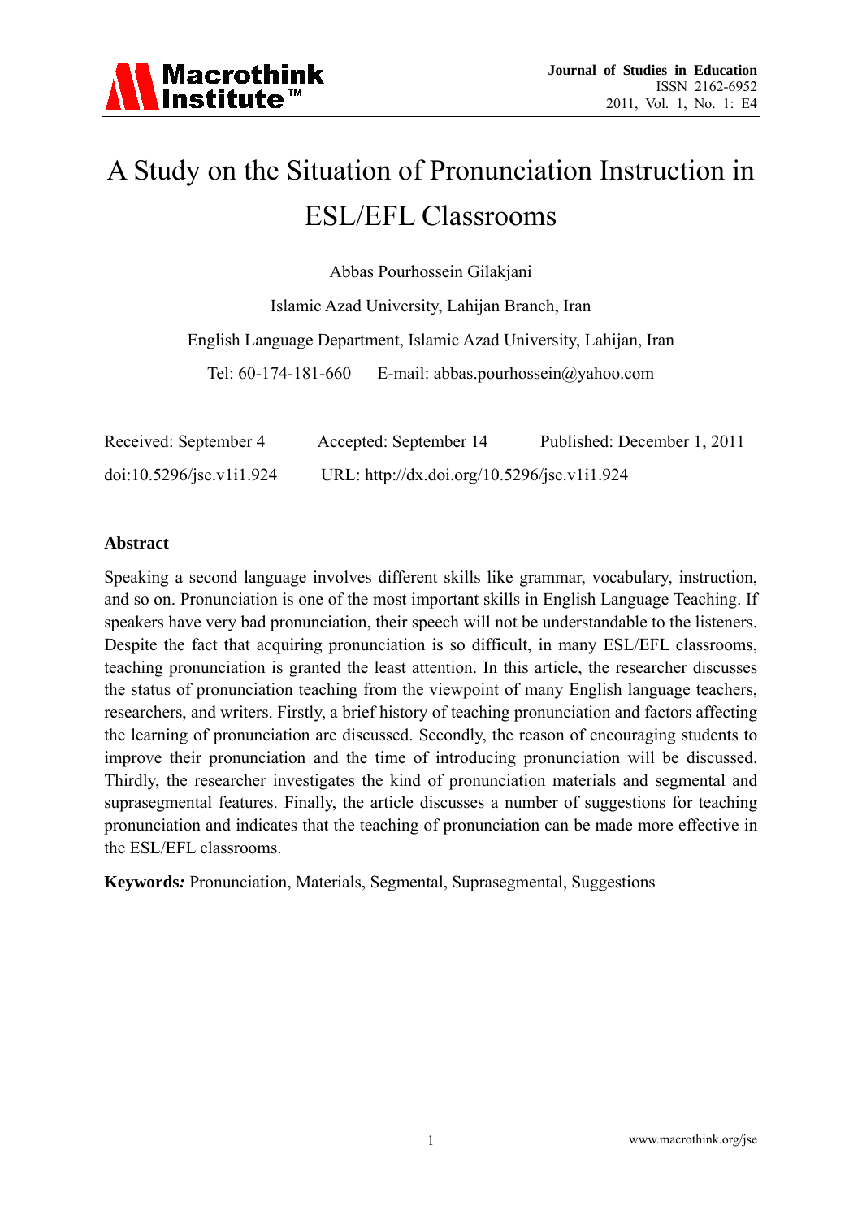# A Study on the Situation of Pronunciation Instruction in ESL/EFL Classrooms

Abbas Pourhossein Gilakjani

Islamic Azad University, Lahijan Branch, Iran

English Language Department, Islamic Azad University, Lahijan, Iran

Tel: 60-174-181-660 E-mail: abbas.pourhossein@yahoo.com

Received: September 4 Accepted: September 14 Published: December 1, 2011

doi:10.5296/jse.v1i1.924 URL: http://dx.doi.org/10.5296/jse.v1i1.924

## Abstract

Speaking a second language involves different skills like grammar, vocabulary, instruction, and so on. Pronunciation is one of the most important skills in English Language Teaching. If speakers have very bad pronunciation, their speech will not be understandable to the listeners. Despite the fact that acquiring pronunciation is so difficult, in many ESL/EFL classrooms, teaching pronunciation is granted the least attention. In this article, the researcher discusses the status of pronunciation teaching from the viewpoint of many English language teachers, researchers, and writers. Firstly, a brief history of teaching pronunciation and factors affecting the learning of pronunciation are discussed. Secondly, the reason of encouraging students to improve their pronunciation and the time of introducing pronunciation will be discussed. Thirdly, the researcher investigates the kind of pronunciation materials and segmental and suprasegmental features. Finally, the article discusses a number of suggestions for teaching pronunciation and indicates that the teaching of pronunciation can be made more effective in the ESL/EFL classrooms.

**Keywords*:*** Pronunciation, Materials, Segmental, Suprasegmental, Suggestions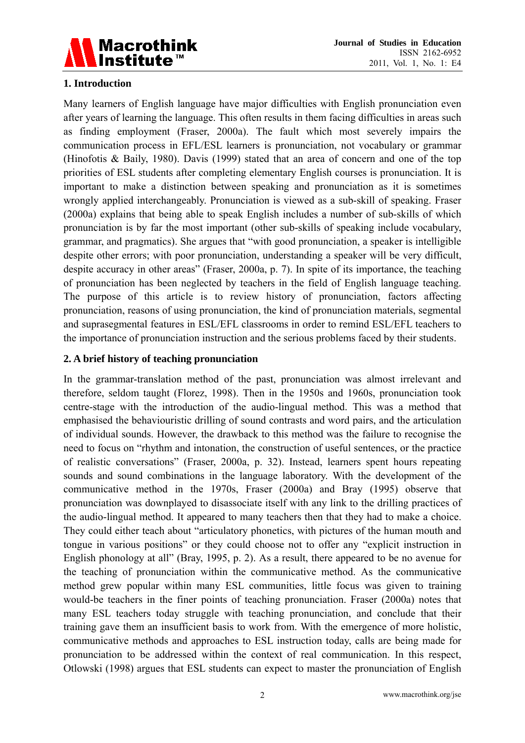## 1. Introduction

Many learners of English language have major difficulties with English pronunciation even after years of learning the language. This often results in them facing difficulties in areas such as finding employment (Fraser, 2000a). The fault which most severely impairs the communication process in EFL/ESL learners is pronunciation, not vocabulary or grammar (Hinofotis & Baily, 1980). Davis (1999) stated that an area of concern and one of the top priorities of ESL students after completing elementary English courses is pronunciation. It is important to make a distinction between speaking and pronunciation as it is sometimes wrongly applied interchangeably. Pronunciation is viewed as a sub-skill of speaking. Fraser (2000a) explains that being able to speak English includes a number of sub-skills of which pronunciation is by far the most important (other sub-skills of speaking include vocabulary, grammar, and pragmatics). She argues that "with good pronunciation, a speaker is intelligible despite other errors; with poor pronunciation, understanding a speaker will be very difficult, despite accuracy in other areas" (Fraser, 2000a, p. 7). In spite of its importance, the teaching of pronunciation has been neglected by teachers in the field of English language teaching. The purpose of this article is to review history of pronunciation, factors affecting pronunciation, reasons of using pronunciation, the kind of pronunciation materials, segmental and suprasegmental features in ESL/EFL classrooms in order to remind ESL/EFL teachers to the importance of pronunciation instruction and the serious problems faced by their students.

## 2. A brief history of teaching pronunciation

In the grammar-translation method of the past, pronunciation was almost irrelevant and therefore, seldom taught (Florez, 1998). Then in the 1950s and 1960s, pronunciation took centre-stage with the introduction of the audio-lingual method. This was a method that emphasised the behaviouristic drilling of sound contrasts and word pairs, and the articulation of individual sounds. However, the drawback to this method was the failure to recognise the need to focus on "rhythm and intonation, the construction of useful sentences, or the practice of realistic conversations" (Fraser, 2000a, p. 32). Instead, learners spent hours repeating sounds and sound combinations in the language laboratory. With the development of the communicative method in the 1970s, Fraser (2000a) and Bray (1995) observe that pronunciation was downplayed to disassociate itself with any link to the drilling practices of the audio-lingual method. It appeared to many teachers then that they had to make a choice. They could either teach about "articulatory phonetics, with pictures of the human mouth and tongue in various positions" or they could choose not to offer any "explicit instruction in English phonology at all" (Bray, 1995, p. 2). As a result, there appeared to be no avenue for the teaching of pronunciation within the communicative method. As the communicative method grew popular within many ESL communities, little focus was given to training would-be teachers in the finer points of teaching pronunciation. Fraser (2000a) notes that many ESL teachers today struggle with teaching pronunciation, and conclude that their training gave them an insufficient basis to work from. With the emergence of more holistic, communicative methods and approaches to ESL instruction today, calls are being made for pronunciation to be addressed within the context of real communication. In this respect, Otlowski (1998) argues that ESL students can expect to master the pronunciation of English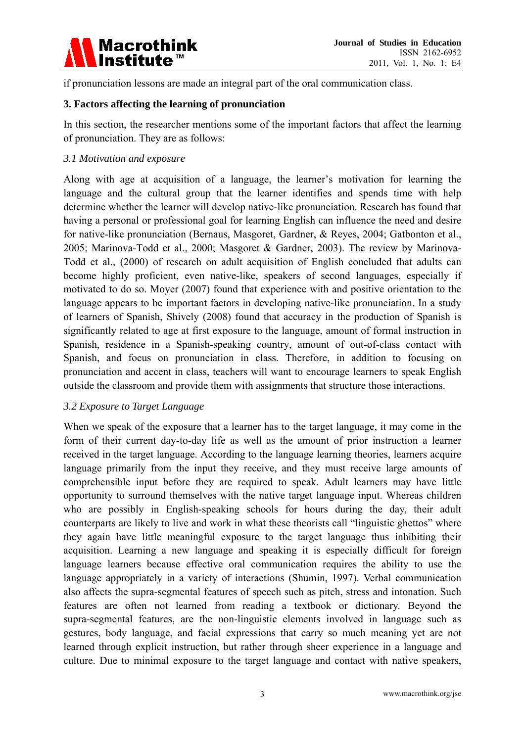if pronunciation lessons are made an integral part of the oral communication class.

## 3. Factors affecting the learning of pronunciation

In this section, the researcher mentions some of the important factors that affect the learning of pronunciation. They are as follows:

### *3.1 Motivation and exposure*

Along with age at acquisition of a language, the learner's motivation for learning the language and the cultural group that the learner identifies and spends time with help determine whether the learner will develop native-like pronunciation. Research has found that having a personal or professional goal for learning English can influence the need and desire for native-like pronunciation (Bernaus, Masgoret, Gardner, & Reyes, 2004; Gatbonton et al., 2005; Marinova-Todd et al., 2000; Masgoret & Gardner, 2003). The review by Marinova-Todd et al., (2000) of research on adult acquisition of English concluded that adults can become highly proficient, even native-like, speakers of second languages, especially if motivated to do so. Moyer (2007) found that experience with and positive orientation to the language appears to be important factors in developing native-like pronunciation. In a study of learners of Spanish, Shively (2008) found that accuracy in the production of Spanish is significantly related to age at first exposure to the language, amount of formal instruction in Spanish, residence in a Spanish-speaking country, amount of out-of-class contact with Spanish, and focus on pronunciation in class. Therefore, in addition to focusing on pronunciation and accent in class, teachers will want to encourage learners to speak English outside the classroom and provide them with assignments that structure those interactions.

### *3.2 Exposure to Target Language*

When we speak of the exposure that a learner has to the target language, it may come in the form of their current day-to-day life as well as the amount of prior instruction a learner received in the target language. According to the language learning theories, learners acquire language primarily from the input they receive, and they must receive large amounts of comprehensible input before they are required to speak. Adult learners may have little opportunity to surround themselves with the native target language input. Whereas children who are possibly in English-speaking schools for hours during the day, their adult counterparts are likely to live and work in what these theorists call "linguistic ghettos" where they again have little meaningful exposure to the target language thus inhibiting their acquisition. Learning a new language and speaking it is especially difficult for foreign language learners because effective oral communication requires the ability to use the language appropriately in a variety of interactions (Shumin, 1997). Verbal communication also affects the supra-segmental features of speech such as pitch, stress and intonation. Such features are often not learned from reading a textbook or dictionary. Beyond the supra-segmental features, are the non-linguistic elements involved in language such as gestures, body language, and facial expressions that carry so much meaning yet are not learned through explicit instruction, but rather through sheer experience in a language and culture. Due to minimal exposure to the target language and contact with native speakers,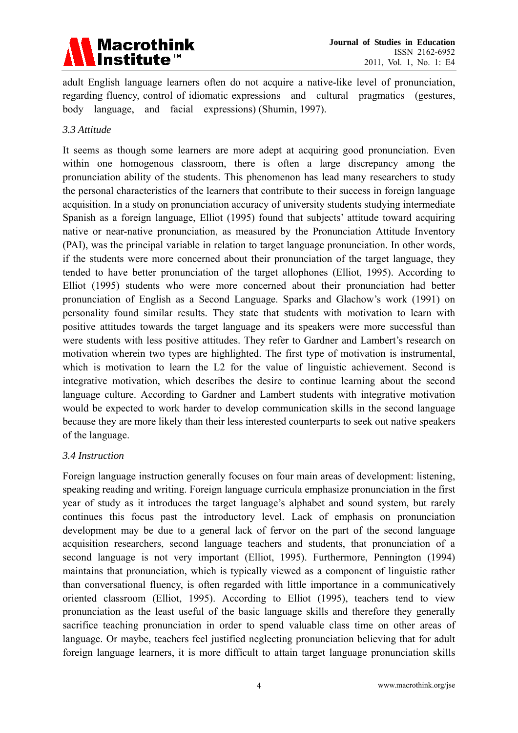adult English language learners often do not acquire a native-like level of pronunciation, regarding fluency, control of idiomatic expressions and cultural pragmatics (gestures, body language, and facial expressions) (Shumin, 1997).

### *3.3 Attitude*

It seems as though some learners are more adept at acquiring good pronunciation. Even within one homogenous classroom, there is often a large discrepancy among the pronunciation ability of the students. This phenomenon has lead many researchers to study the personal characteristics of the learners that contribute to their success in foreign language acquisition. In a study on pronunciation accuracy of university students studying intermediate Spanish as a foreign language, Elliot (1995) found that subjects' attitude toward acquiring native or near-native pronunciation, as measured by the Pronunciation Attitude Inventory (PAI), was the principal variable in relation to target language pronunciation. In other words, if the students were more concerned about their pronunciation of the target language, they tended to have better pronunciation of the target allophones (Elliot, 1995). According to Elliot (1995) students who were more concerned about their pronunciation had better pronunciation of English as a Second Language. Sparks and Glachow's work (1991) on personality found similar results. They state that students with motivation to learn with positive attitudes towards the target language and its speakers were more successful than were students with less positive attitudes. They refer to Gardner and Lambert's research on motivation wherein two types are highlighted. The first type of motivation is instrumental, which is motivation to learn the L2 for the value of linguistic achievement. Second is integrative motivation, which describes the desire to continue learning about the second language culture. According to Gardner and Lambert students with integrative motivation would be expected to work harder to develop communication skills in the second language because they are more likely than their less interested counterparts to seek out native speakers of the language.

### *3.4 Instruction*

Foreign language instruction generally focuses on four main areas of development: listening, speaking reading and writing. Foreign language curricula emphasize pronunciation in the first year of study as it introduces the target language's alphabet and sound system, but rarely continues this focus past the introductory level. Lack of emphasis on pronunciation development may be due to a general lack of fervor on the part of the second language acquisition researchers, second language teachers and students, that pronunciation of a second language is not very important (Elliot, 1995). Furthermore, Pennington (1994) maintains that pronunciation, which is typically viewed as a component of linguistic rather than conversational fluency, is often regarded with little importance in a communicatively oriented classroom (Elliot, 1995). According to Elliot (1995), teachers tend to view pronunciation as the least useful of the basic language skills and therefore they generally sacrifice teaching pronunciation in order to spend valuable class time on other areas of language. Or maybe, teachers feel justified neglecting pronunciation believing that for adult foreign language learners, it is more difficult to attain target language pronunciation skills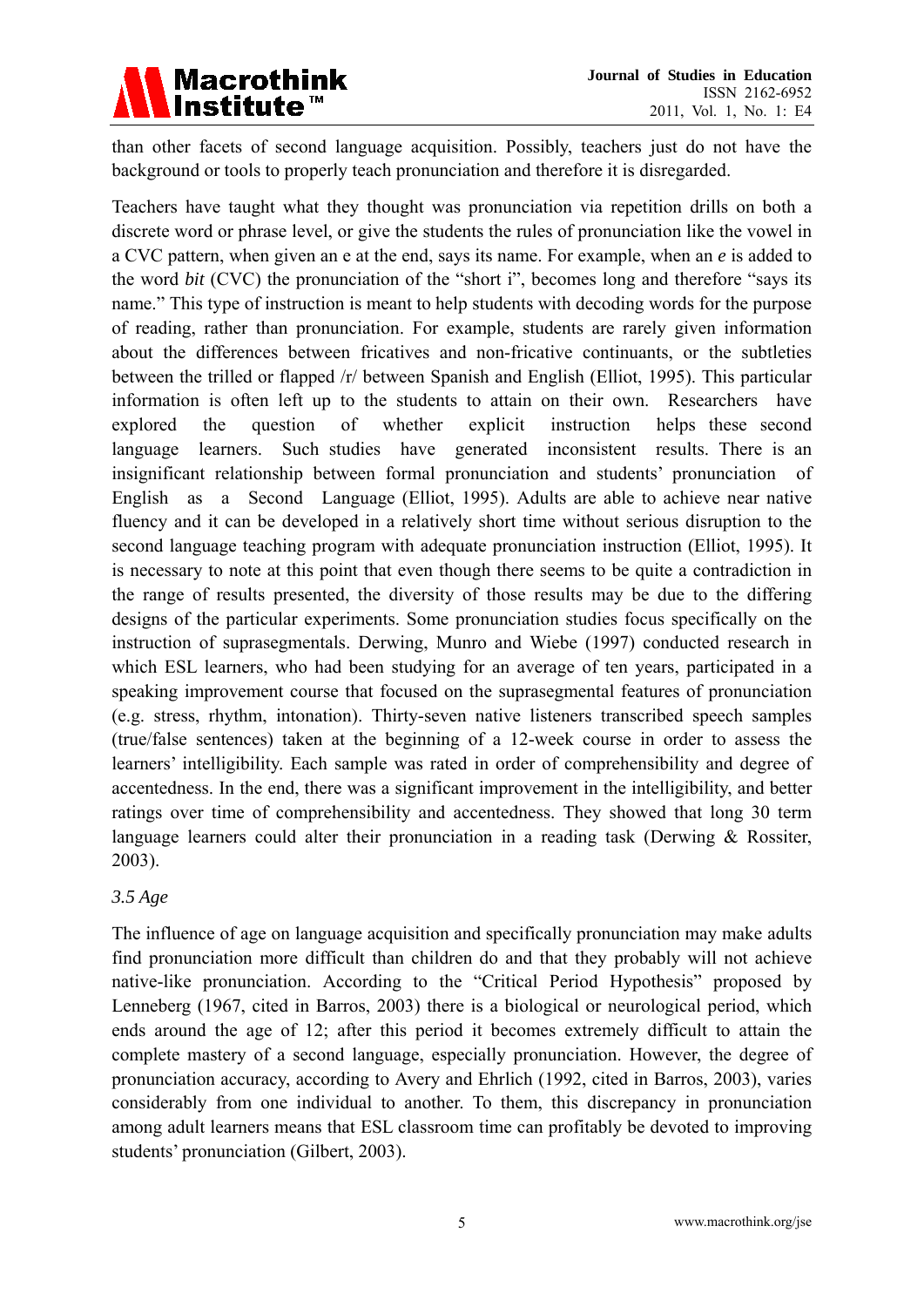than other facets of second language acquisition. Possibly, teachers just do not have the background or tools to properly teach pronunciation and therefore it is disregarded.

Teachers have taught what they thought was pronunciation via repetition drills on both a discrete word or phrase level, or give the students the rules of pronunciation like the vowel in a CVC pattern, when given an e at the end, says its name. For example, when an *e* is added to the word *bit* (CVC) the pronunciation of the "short i", becomes long and therefore "says its name." This type of instruction is meant to help students with decoding words for the purpose of reading, rather than pronunciation. For example, students are rarely given information about the differences between fricatives and non-fricative continuants, or the subtleties between the trilled or flapped /r/ between Spanish and English (Elliot, 1995). This particular information is often left up to the students to attain on their own. Researchers have explored the question of whether explicit instruction helps these second language learners. Such studies have generated inconsistent results. There is an insignificant relationship between formal pronunciation and students' pronunciation of English as a Second Language (Elliot, 1995). Adults are able to achieve near native fluency and it can be developed in a relatively short time without serious disruption to the second language teaching program with adequate pronunciation instruction (Elliot, 1995). It is necessary to note at this point that even though there seems to be quite a contradiction in the range of results presented, the diversity of those results may be due to the differing designs of the particular experiments. Some pronunciation studies focus specifically on the instruction of suprasegmentals. Derwing, Munro and Wiebe (1997) conducted research in which ESL learners, who had been studying for an average of ten years, participated in a speaking improvement course that focused on the suprasegmental features of pronunciation (e.g. stress, rhythm, intonation). Thirty-seven native listeners transcribed speech samples (true/false sentences) taken at the beginning of a 12-week course in order to assess the learners' intelligibility. Each sample was rated in order of comprehensibility and degree of accentedness. In the end, there was a significant improvement in the intelligibility, and better ratings over time of comprehensibility and accentedness. They showed that long 30 term language learners could alter their pronunciation in a reading task (Derwing & Rossiter, 2003).

### *3.5 Age*

The influence of age on language acquisition and specifically pronunciation may make adults find pronunciation more difficult than children do and that they probably will not achieve native-like pronunciation. According to the "Critical Period Hypothesis" proposed by Lenneberg (1967, cited in Barros, 2003) there is a biological or neurological period, which ends around the age of 12; after this period it becomes extremely difficult to attain the complete mastery of a second language, especially pronunciation. However, the degree of pronunciation accuracy, according to Avery and Ehrlich (1992, cited in Barros, 2003), varies considerably from one individual to another. To them, this discrepancy in pronunciation among adult learners means that ESL classroom time can profitably be devoted to improving students' pronunciation (Gilbert, 2003).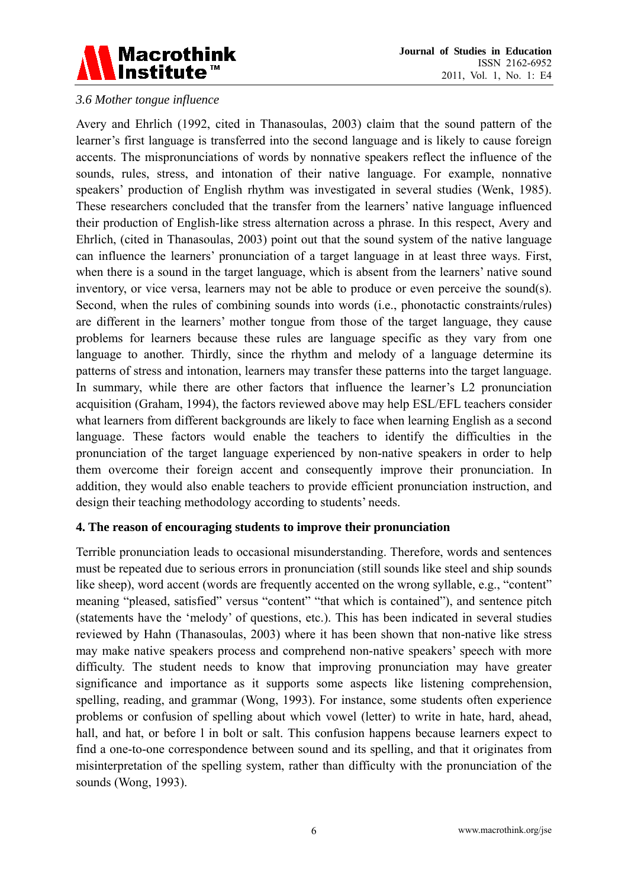### *3.6 Mother tongue influence*

Avery and Ehrlich (1992, cited in Thanasoulas, 2003) claim that the sound pattern of the learner's first language is transferred into the second language and is likely to cause foreign accents. The mispronunciations of words by nonnative speakers reflect the influence of the sounds, rules, stress, and intonation of their native language. For example, nonnative speakers' production of English rhythm was investigated in several studies (Wenk, 1985). These researchers concluded that the transfer from the learners' native language influenced their production of English-like stress alternation across a phrase. In this respect, Avery and Ehrlich, (cited in Thanasoulas, 2003) point out that the sound system of the native language can influence the learners' pronunciation of a target language in at least three ways. First, when there is a sound in the target language, which is absent from the learners' native sound inventory, or vice versa, learners may not be able to produce or even perceive the sound(s). Second, when the rules of combining sounds into words (i.e., phonotactic constraints/rules) are different in the learners' mother tongue from those of the target language, they cause problems for learners because these rules are language specific as they vary from one language to another. Thirdly, since the rhythm and melody of a language determine its patterns of stress and intonation, learners may transfer these patterns into the target language. In summary, while there are other factors that influence the learner's L2 pronunciation acquisition (Graham, 1994), the factors reviewed above may help ESL/EFL teachers consider what learners from different backgrounds are likely to face when learning English as a second language. These factors would enable the teachers to identify the difficulties in the pronunciation of the target language experienced by non-native speakers in order to help them overcome their foreign accent and consequently improve their pronunciation. In addition, they would also enable teachers to provide efficient pronunciation instruction, and design their teaching methodology according to students' needs.

## 4. The reason of encouraging students to improve their pronunciation

Terrible pronunciation leads to occasional misunderstanding. Therefore, words and sentences must be repeated due to serious errors in pronunciation (still sounds like steel and ship sounds like sheep), word accent (words are frequently accented on the wrong syllable, e.g., "content" meaning "pleased, satisfied" versus "content" "that which is contained"), and sentence pitch (statements have the 'melody' of questions, etc.). This has been indicated in several studies reviewed by Hahn (Thanasoulas, 2003) where it has been shown that non-native like stress may make native speakers process and comprehend non-native speakers' speech with more difficulty. The student needs to know that improving pronunciation may have greater significance and importance as it supports some aspects like listening comprehension, spelling, reading, and grammar (Wong, 1993). For instance, some students often experience problems or confusion of spelling about which vowel (letter) to write in hate, hard, ahead, hall, and hat, or before l in bolt or salt. This confusion happens because learners expect to find a one-to-one correspondence between sound and its spelling, and that it originates from misinterpretation of the spelling system, rather than difficulty with the pronunciation of the sounds (Wong, 1993).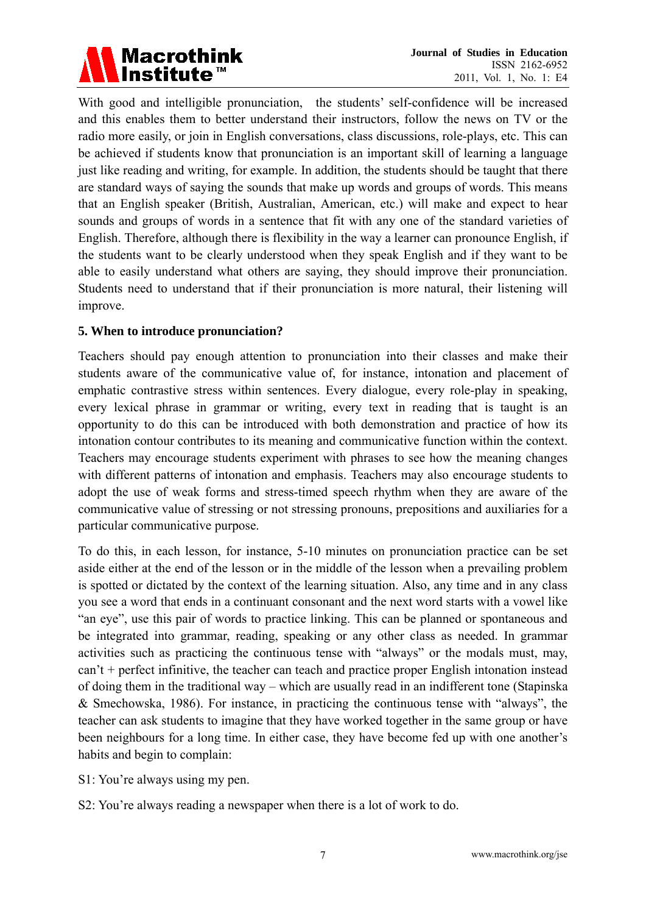With good and intelligible pronunciation, the students' self-confidence will be increased and this enables them to better understand their instructors, follow the news on TV or the radio more easily, or join in English conversations, class discussions, role-plays, etc. This can be achieved if students know that pronunciation is an important skill of learning a language just like reading and writing, for example. In addition, the students should be taught that there are standard ways of saying the sounds that make up words and groups of words. This means that an English speaker (British, Australian, American, etc.) will make and expect to hear sounds and groups of words in a sentence that fit with any one of the standard varieties of English. Therefore, although there is flexibility in the way a learner can pronounce English, if the students want to be clearly understood when they speak English and if they want to be able to easily understand what others are saying, they should improve their pronunciation. Students need to understand that if their pronunciation is more natural, their listening will improve.

### 5. When to introduce pronunciation?

Teachers should pay enough attention to pronunciation into their classes and make their students aware of the communicative value of, for instance, intonation and placement of emphatic contrastive stress within sentences. Every dialogue, every role-play in speaking, every lexical phrase in grammar or writing, every text in reading that is taught is an opportunity to do this can be introduced with both demonstration and practice of how its intonation contour contributes to its meaning and communicative function within the context. Teachers may encourage students experiment with phrases to see how the meaning changes with different patterns of intonation and emphasis. Teachers may also encourage students to adopt the use of weak forms and stress-timed speech rhythm when they are aware of the communicative value of stressing or not stressing pronouns, prepositions and auxiliaries for a particular communicative purpose.

To do this, in each lesson, for instance, 5-10 minutes on pronunciation practice can be set aside either at the end of the lesson or in the middle of the lesson when a prevailing problem is spotted or dictated by the context of the learning situation. Also, any time and in any class you see a word that ends in a continuant consonant and the next word starts with a vowel like "an eye", use this pair of words to practice linking. This can be planned or spontaneous and be integrated into grammar, reading, speaking or any other class as needed. In grammar activities such as practicing the continuous tense with "always" or the modals must, may, can't + perfect infinitive, the teacher can teach and practice proper English intonation instead of doing them in the traditional way – which are usually read in an indifferent tone (Stapinska & Smechowska, 1986). For instance, in practicing the continuous tense with "always", the teacher can ask students to imagine that they have worked together in the same group or have been neighbours for a long time. In either case, they have become fed up with one another's habits and begin to complain:

S1: You're always using my pen.

S2: You're always reading a newspaper when there is a lot of work to do.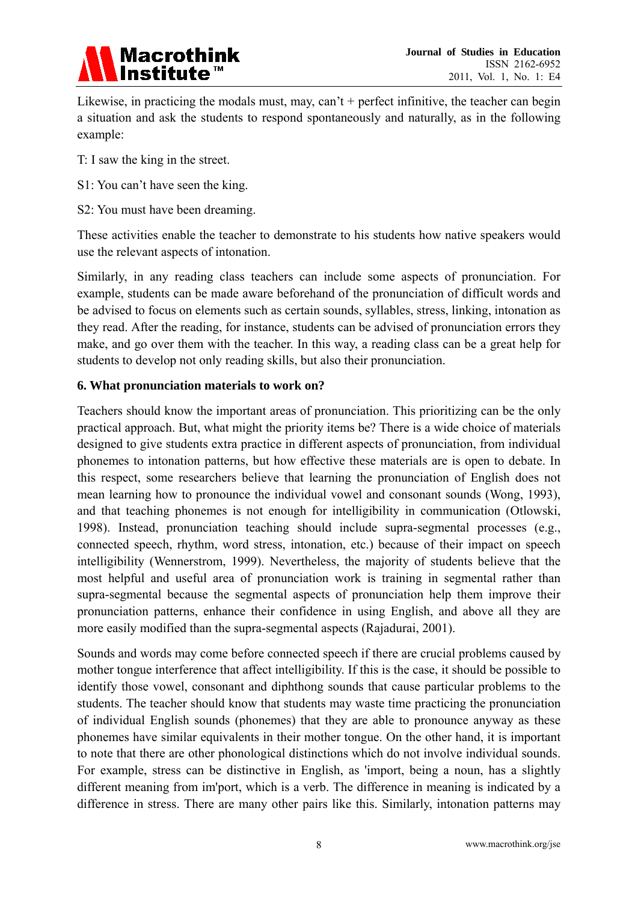Likewise, in practicing the modals must, may, can't + perfect infinitive, the teacher can begin a situation and ask the students to respond spontaneously and naturally, as in the following example:

T: I saw the king in the street.

S1: You can't have seen the king.

S2: You must have been dreaming.

These activities enable the teacher to demonstrate to his students how native speakers would use the relevant aspects of intonation.

Similarly, in any reading class teachers can include some aspects of pronunciation. For example, students can be made aware beforehand of the pronunciation of difficult words and be advised to focus on elements such as certain sounds, syllables, stress, linking, intonation as they read. After the reading, for instance, students can be advised of pronunciation errors they make, and go over them with the teacher. In this way, a reading class can be a great help for students to develop not only reading skills, but also their pronunciation.

## 6. What pronunciation materials to work on?

Teachers should know the important areas of pronunciation. This prioritizing can be the only practical approach. But, what might the priority items be? There is a wide choice of materials designed to give students extra practice in different aspects of pronunciation, from individual phonemes to intonation patterns, but how effective these materials are is open to debate. In this respect, some researchers believe that learning the pronunciation of English does not mean learning how to pronounce the individual vowel and consonant sounds (Wong, 1993), and that teaching phonemes is not enough for intelligibility in communication (Otlowski, 1998). Instead, pronunciation teaching should include supra-segmental processes (e.g., connected speech, rhythm, word stress, intonation, etc.) because of their impact on speech intelligibility (Wennerstrom, 1999). Nevertheless, the majority of students believe that the most helpful and useful area of pronunciation work is training in segmental rather than supra-segmental because the segmental aspects of pronunciation help them improve their pronunciation patterns, enhance their confidence in using English, and above all they are more easily modified than the supra-segmental aspects (Rajadurai, 2001).

Sounds and words may come before connected speech if there are crucial problems caused by mother tongue interference that affect intelligibility. If this is the case, it should be possible to identify those vowel, consonant and diphthong sounds that cause particular problems to the students. The teacher should know that students may waste time practicing the pronunciation of individual English sounds (phonemes) that they are able to pronounce anyway as these phonemes have similar equivalents in their mother tongue. On the other hand, it is important to note that there are other phonological distinctions which do not involve individual sounds. For example, stress can be distinctive in English, as 'import, being a noun, has a slightly different meaning from im'port, which is a verb. The difference in meaning is indicated by a difference in stress. There are many other pairs like this. Similarly, intonation patterns may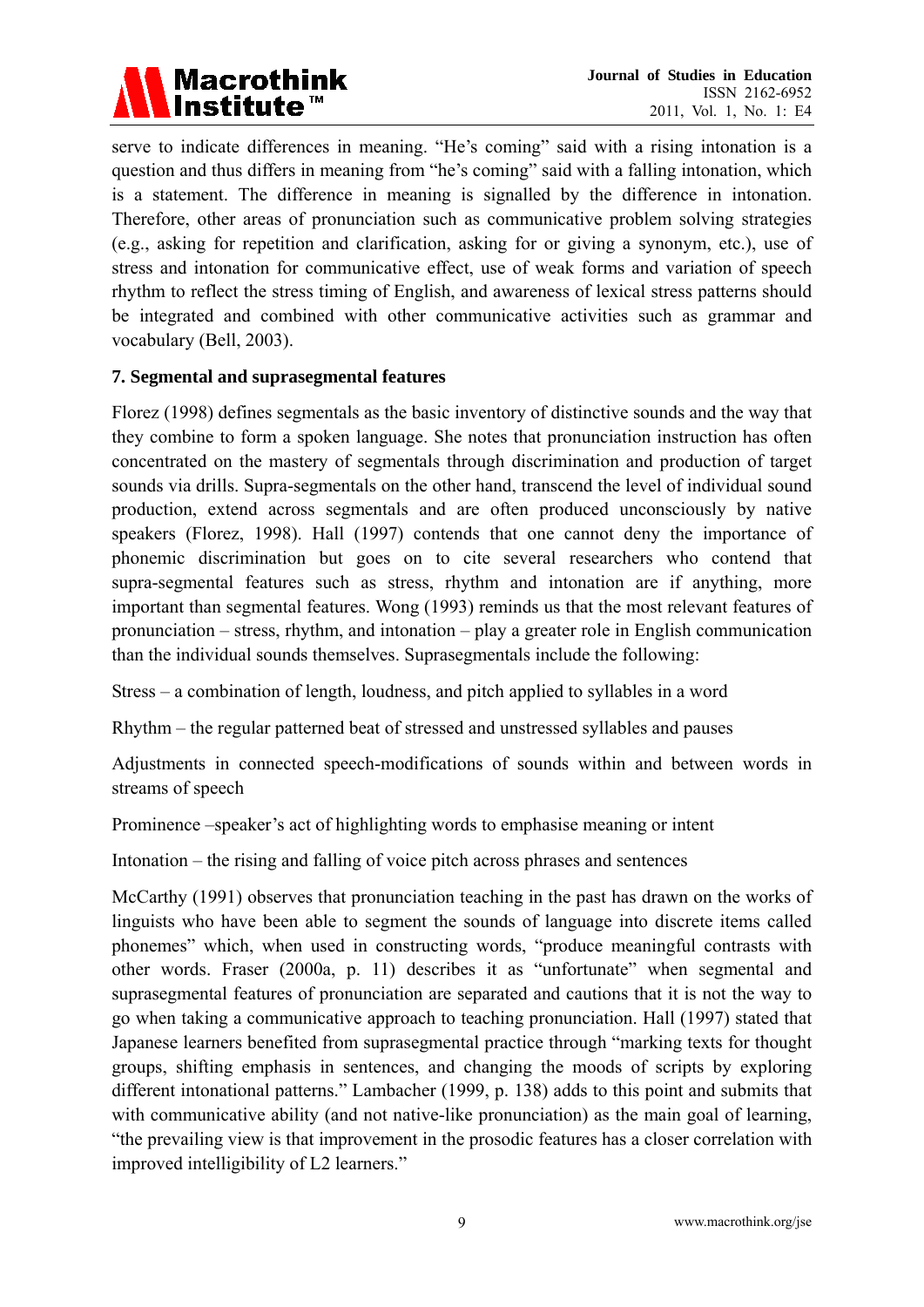serve to indicate differences in meaning. "He's coming" said with a rising intonation is a question and thus differs in meaning from "he's coming" said with a falling intonation, which is a statement. The difference in meaning is signalled by the difference in intonation. Therefore, other areas of pronunciation such as communicative problem solving strategies (e.g., asking for repetition and clarification, asking for or giving a synonym, etc.), use of stress and intonation for communicative effect, use of weak forms and variation of speech rhythm to reflect the stress timing of English, and awareness of lexical stress patterns should be integrated and combined with other communicative activities such as grammar and vocabulary (Bell, 2003).

## 7. Segmental and suprasegmental features

Florez (1998) defines segmentals as the basic inventory of distinctive sounds and the way that they combine to form a spoken language. She notes that pronunciation instruction has often concentrated on the mastery of segmentals through discrimination and production of target sounds via drills. Supra-segmentals on the other hand, transcend the level of individual sound production, extend across segmentals and are often produced unconsciously by native speakers (Florez, 1998). Hall (1997) contends that one cannot deny the importance of phonemic discrimination but goes on to cite several researchers who contend that supra-segmental features such as stress, rhythm and intonation are if anything, more important than segmental features. Wong (1993) reminds us that the most relevant features of pronunciation – stress, rhythm, and intonation – play a greater role in English communication than the individual sounds themselves. Suprasegmentals include the following:

Stress – a combination of length, loudness, and pitch applied to syllables in a word

Rhythm – the regular patterned beat of stressed and unstressed syllables and pauses

Adjustments in connected speech-modifications of sounds within and between words in streams of speech

Prominence –speaker's act of highlighting words to emphasise meaning or intent

Intonation – the rising and falling of voice pitch across phrases and sentences

McCarthy (1991) observes that pronunciation teaching in the past has drawn on the works of linguists who have been able to segment the sounds of language into discrete items called phonemes" which, when used in constructing words, "produce meaningful contrasts with other words. Fraser (2000a, p. 11) describes it as "unfortunate" when segmental and suprasegmental features of pronunciation are separated and cautions that it is not the way to go when taking a communicative approach to teaching pronunciation. Hall (1997) stated that Japanese learners benefited from suprasegmental practice through "marking texts for thought groups, shifting emphasis in sentences, and changing the moods of scripts by exploring different intonational patterns." Lambacher (1999, p. 138) adds to this point and submits that with communicative ability (and not native-like pronunciation) as the main goal of learning, "the prevailing view is that improvement in the prosodic features has a closer correlation with improved intelligibility of L2 learners."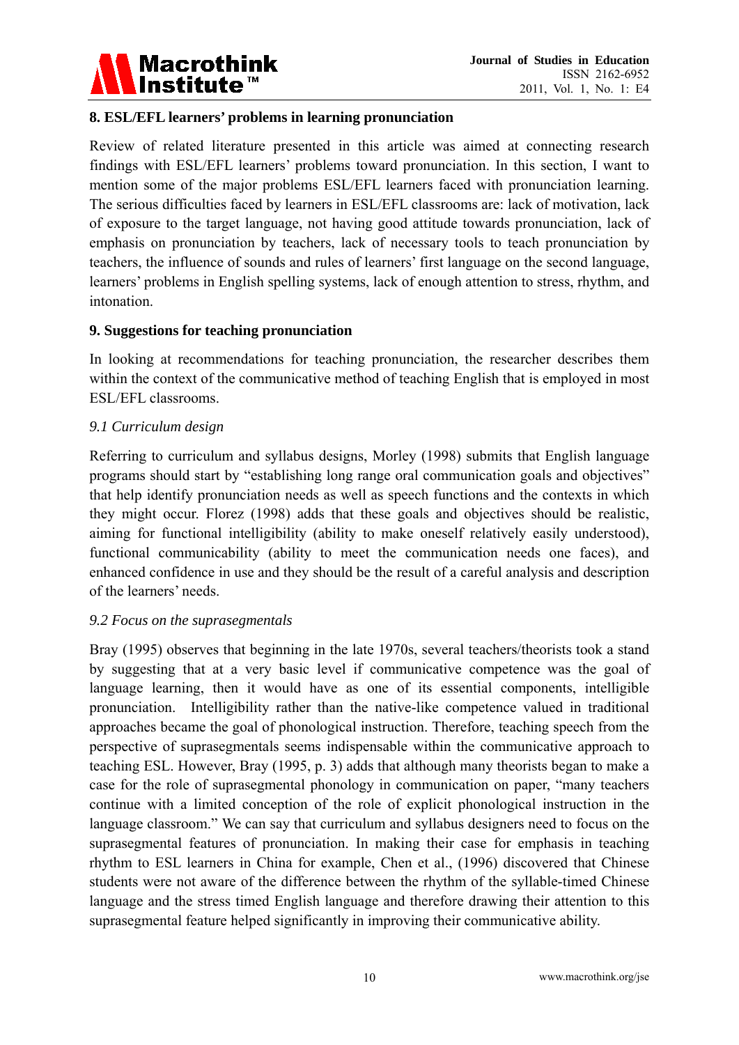## 8. ESL/EFL learners' problems in learning pronunciation

Review of related literature presented in this article was aimed at connecting research findings with ESL/EFL learners' problems toward pronunciation. In this section, I want to mention some of the major problems ESL/EFL learners faced with pronunciation learning. The serious difficulties faced by learners in ESL/EFL classrooms are: lack of motivation, lack of exposure to the target language, not having good attitude towards pronunciation, lack of emphasis on pronunciation by teachers, lack of necessary tools to teach pronunciation by teachers, the influence of sounds and rules of learners' first language on the second language, learners' problems in English spelling systems, lack of enough attention to stress, rhythm, and intonation.

## 9. Suggestions for teaching pronunciation

In looking at recommendations for teaching pronunciation, the researcher describes them within the context of the communicative method of teaching English that is employed in most ESL/EFL classrooms.

### *9.1 Curriculum design*

Referring to curriculum and syllabus designs, Morley (1998) submits that English language programs should start by "establishing long range oral communication goals and objectives" that help identify pronunciation needs as well as speech functions and the contexts in which they might occur. Florez (1998) adds that these goals and objectives should be realistic, aiming for functional intelligibility (ability to make oneself relatively easily understood), functional communicability (ability to meet the communication needs one faces), and enhanced confidence in use and they should be the result of a careful analysis and description of the learners' needs.

### *9.2 Focus on the suprasegmentals*

Bray (1995) observes that beginning in the late 1970s, several teachers/theorists took a stand by suggesting that at a very basic level if communicative competence was the goal of language learning, then it would have as one of its essential components, intelligible pronunciation. Intelligibility rather than the native-like competence valued in traditional approaches became the goal of phonological instruction. Therefore, teaching speech from the perspective of suprasegmentals seems indispensable within the communicative approach to teaching ESL. However, Bray (1995, p. 3) adds that although many theorists began to make a case for the role of suprasegmental phonology in communication on paper, "many teachers continue with a limited conception of the role of explicit phonological instruction in the language classroom." We can say that curriculum and syllabus designers need to focus on the suprasegmental features of pronunciation. In making their case for emphasis in teaching rhythm to ESL learners in China for example, Chen et al., (1996) discovered that Chinese students were not aware of the difference between the rhythm of the syllable-timed Chinese language and the stress timed English language and therefore drawing their attention to this suprasegmental feature helped significantly in improving their communicative ability.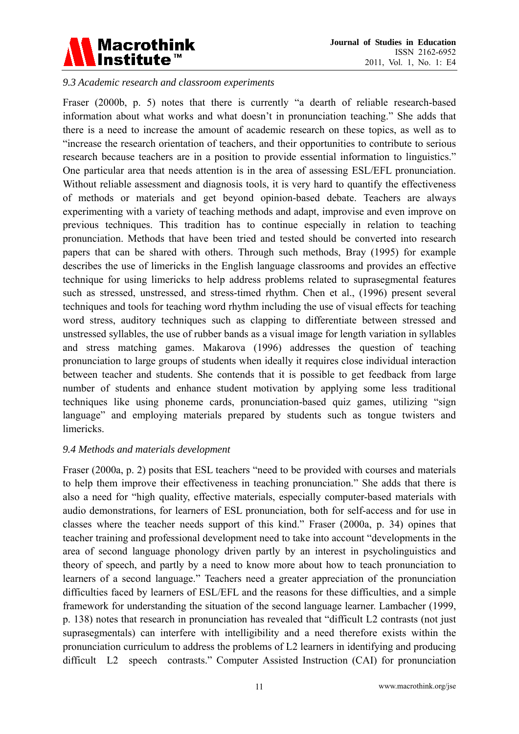*9.3 Academic research and classroom experiments*

Fraser (2000b, p. 5) notes that there is currently "a dearth of reliable research-based information about what works and what doesn't in pronunciation teaching." She adds that there is a need to increase the amount of academic research on these topics, as well as to "increase the research orientation of teachers, and their opportunities to contribute to serious research because teachers are in a position to provide essential information to linguistics." One particular area that needs attention is in the area of assessing ESL/EFL pronunciation. Without reliable assessment and diagnosis tools, it is very hard to quantify the effectiveness of methods or materials and get beyond opinion-based debate. Teachers are always experimenting with a variety of teaching methods and adapt, improvise and even improve on previous techniques. This tradition has to continue especially in relation to teaching pronunciation. Methods that have been tried and tested should be converted into research papers that can be shared with others. Through such methods, Bray (1995) for example describes the use of limericks in the English language classrooms and provides an effective technique for using limericks to help address problems related to suprasegmental features such as stressed, unstressed, and stress-timed rhythm. Chen et al., (1996) present several techniques and tools for teaching word rhythm including the use of visual effects for teaching word stress, auditory techniques such as clapping to differentiate between stressed and unstressed syllables, the use of rubber bands as a visual image for length variation in syllables and stress matching games. Makarova (1996) addresses the question of teaching pronunciation to large groups of students when ideally it requires close individual interaction between teacher and students. She contends that it is possible to get feedback from large number of students and enhance student motivation by applying some less traditional techniques like using phoneme cards, pronunciation-based quiz games, utilizing "sign language" and employing materials prepared by students such as tongue twisters and limericks.

*9.4 Methods and materials development*

Fraser (2000a, p. 2) posits that ESL teachers "need to be provided with courses and materials to help them improve their effectiveness in teaching pronunciation." She adds that there is also a need for "high quality, effective materials, especially computer-based materials with audio demonstrations, for learners of ESL pronunciation, both for self-access and for use in classes where the teacher needs support of this kind." Fraser (2000a, p. 34) opines that teacher training and professional development need to take into account "developments in the area of second language phonology driven partly by an interest in psycholinguistics and theory of speech, and partly by a need to know more about how to teach pronunciation to learners of a second language." Teachers need a greater appreciation of the pronunciation difficulties faced by learners of ESL/EFL and the reasons for these difficulties, and a simple framework for understanding the situation of the second language learner. Lambacher (1999, p. 138) notes that research in pronunciation has revealed that "difficult L2 contrasts (not just suprasegmentals) can interfere with intelligibility and a need therefore exists within the pronunciation curriculum to address the problems of L2 learners in identifying and producing difficult L2 speech contrasts." Computer Assisted Instruction (CAI) for pronunciation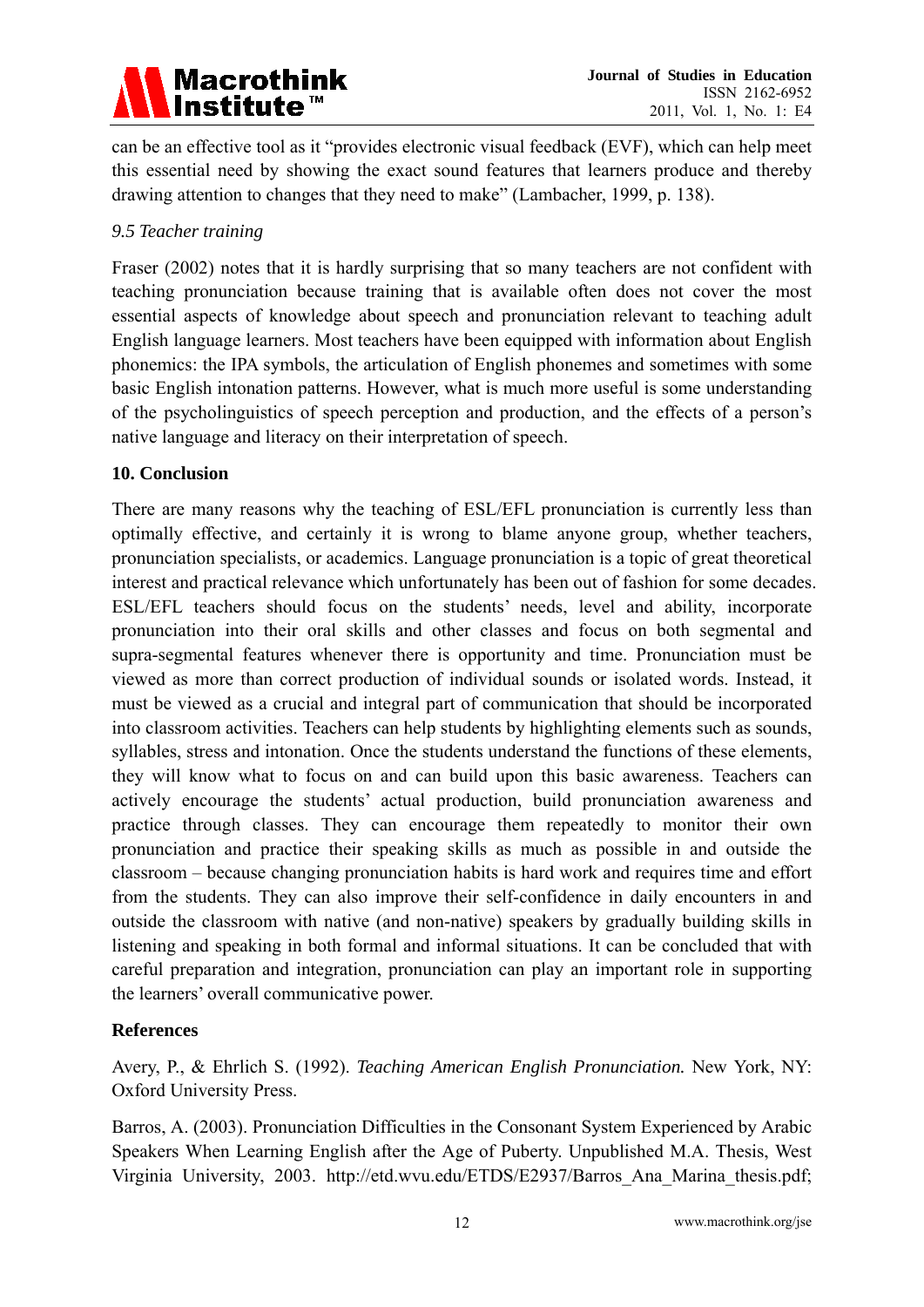can be an effective tool as it "provides electronic visual feedback (EVF), which can help meet this essential need by showing the exact sound features that learners produce and thereby drawing attention to changes that they need to make" (Lambacher, 1999, p. 138).

### *9.5 Teacher training*

Fraser (2002) notes that it is hardly surprising that so many teachers are not confident with teaching pronunciation because training that is available often does not cover the most essential aspects of knowledge about speech and pronunciation relevant to teaching adult English language learners. Most teachers have been equipped with information about English phonemics: the IPA symbols, the articulation of English phonemes and sometimes with some basic English intonation patterns. However, what is much more useful is some understanding of the psycholinguistics of speech perception and production, and the effects of a person's native language and literacy on their interpretation of speech.

## 10. Conclusion

There are many reasons why the teaching of ESL/EFL pronunciation is currently less than optimally effective, and certainly it is wrong to blame anyone group, whether teachers, pronunciation specialists, or academics. Language pronunciation is a topic of great theoretical interest and practical relevance which unfortunately has been out of fashion for some decades. ESL/EFL teachers should focus on the students' needs, level and ability, incorporate pronunciation into their oral skills and other classes and focus on both segmental and supra-segmental features whenever there is opportunity and time. Pronunciation must be viewed as more than correct production of individual sounds or isolated words. Instead, it must be viewed as a crucial and integral part of communication that should be incorporated into classroom activities. Teachers can help students by highlighting elements such as sounds, syllables, stress and intonation. Once the students understand the functions of these elements, they will know what to focus on and can build upon this basic awareness. Teachers can actively encourage the students' actual production, build pronunciation awareness and practice through classes. They can encourage them repeatedly to monitor their own pronunciation and practice their speaking skills as much as possible in and outside the classroom – because changing pronunciation habits is hard work and requires time and effort from the students. They can also improve their self-confidence in daily encounters in and outside the classroom with native (and non-native) speakers by gradually building skills in listening and speaking in both formal and informal situations. It can be concluded that with careful preparation and integration, pronunciation can play an important role in supporting the learners' overall communicative power.

## References

Avery, P., & Ehrlich S. (1992). *Teaching American English Pronunciation.* New York, NY: Oxford University Press.

Barros, A. (2003). Pronunciation Difficulties in the Consonant System Experienced by Arabic Speakers When Learning English after the Age of Puberty. Unpublished M.A. Thesis, West Virginia University, 2003. http://etd.wvu.edu/ETDS/E2937/Barros_Ana_Marina_thesis.pdf;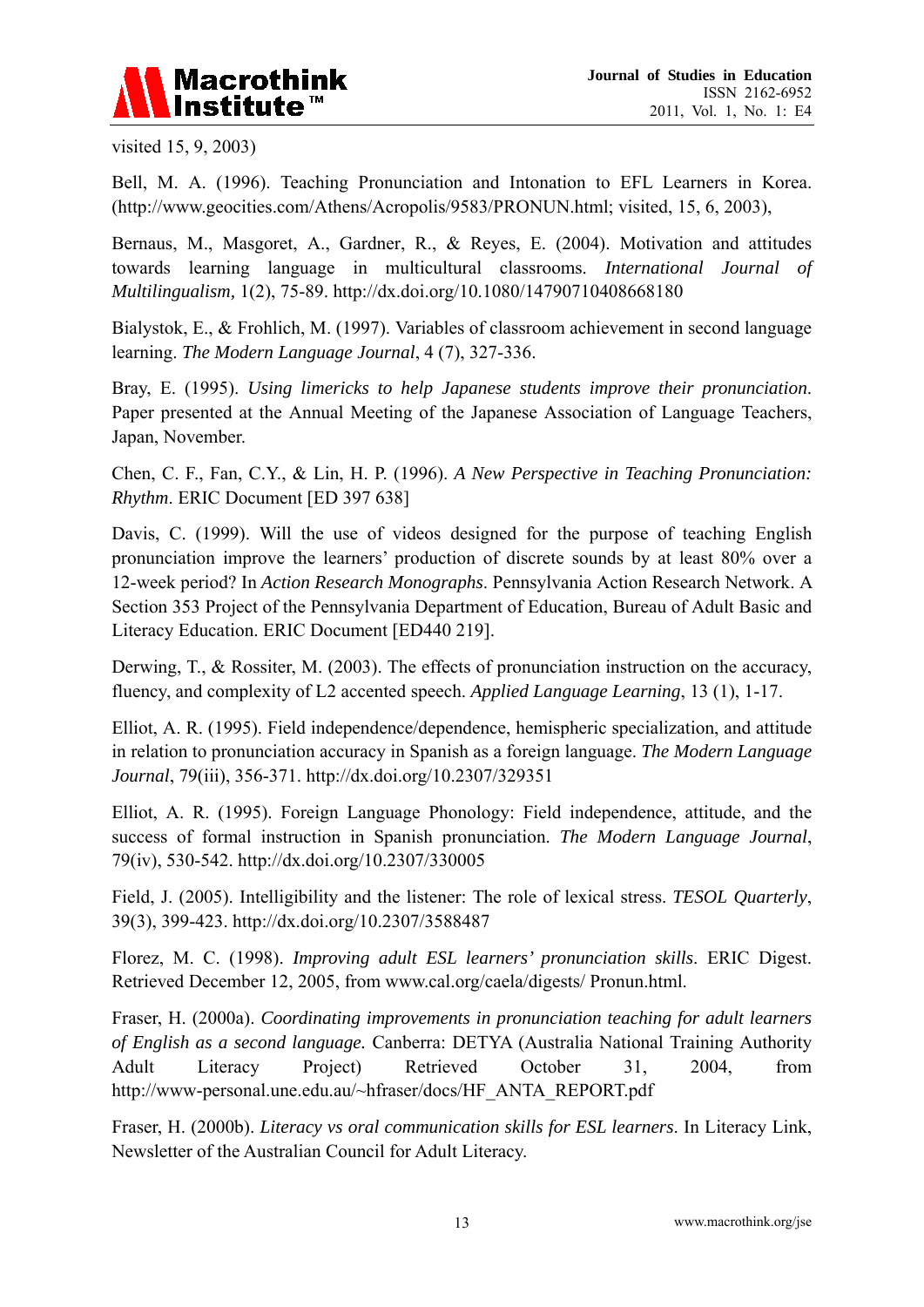visited 15, 9, 2003)

Bell, M. A. (1996). Teaching Pronunciation and Intonation to EFL Learners in Korea. (http://www.geocities.com/Athens/Acropolis/9583/PRONUN.html; visited, 15, 6, 2003),

Bernaus, M., Masgoret, A., Gardner, R., & Reyes, E. (2004). Motivation and attitudes towards learning language in multicultural classrooms. *International Journal of Multilingualism,* 1(2), 75-89. http://dx.doi.org/10.1080/14790710408668180

Bialystok, E., & Frohlich, M. (1997). Variables of classroom achievement in second language learning. *The Modern Language Journal*, 4 (7), 327-336.

Bray, E. (1995). *Using limericks to help Japanese students improve their pronunciation*. Paper presented at the Annual Meeting of the Japanese Association of Language Teachers, Japan, November.

Chen, C. F., Fan, C.Y., & Lin, H. P. (1996). *A New Perspective in Teaching Pronunciation: Rhythm*. ERIC Document [ED 397 638]

Davis, C. (1999). Will the use of videos designed for the purpose of teaching English pronunciation improve the learners' production of discrete sounds by at least 80% over a 12-week period? In *Action Research Monographs*. Pennsylvania Action Research Network. A Section 353 Project of the Pennsylvania Department of Education, Bureau of Adult Basic and Literacy Education. ERIC Document [ED440 219].

Derwing, T., & Rossiter, M. (2003). The effects of pronunciation instruction on the accuracy, fluency, and complexity of L2 accented speech. *Applied Language Learning*, 13 (1), 1-17.

Elliot, A. R. (1995). Field independence/dependence, hemispheric specialization, and attitude in relation to pronunciation accuracy in Spanish as a foreign language. *The Modern Language Journal*, 79(iii), 356-371. http://dx.doi.org/10.2307/329351

Elliot, A. R. (1995). Foreign Language Phonology: Field independence, attitude, and the success of formal instruction in Spanish pronunciation. *The Modern Language Journal*, 79(iv), 530-542. http://dx.doi.org/10.2307/330005

Field, J. (2005). Intelligibility and the listener: The role of lexical stress. *TESOL Quarterly*, 39(3), 399-423. http://dx.doi.org/10.2307/3588487

Florez, M. C. (1998). *Improving adult ESL learners' pronunciation skills*. ERIC Digest. Retrieved December 12, 2005, from www.cal.org/caela/digests/ Pronun.html.

Fraser, H. (2000a). *Coordinating improvements in pronunciation teaching for adult learners of English as a second language.* Canberra: DETYA (Australia National Training Authority Adult Literacy Project) Retrieved October 31, 2004, from http://www-personal.une.edu.au/~hfraser/docs/HF_ANTA_REPORT.pdf

Fraser, H. (2000b). *Literacy vs oral communication skills for ESL learners*. In Literacy Link, Newsletter of the Australian Council for Adult Literacy.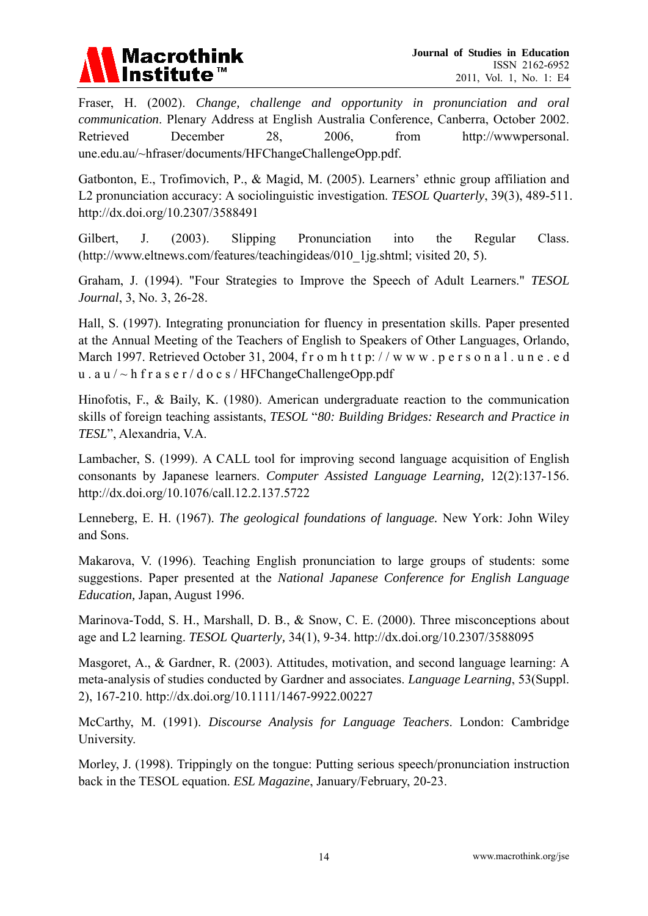Fraser, H. (2002). *Change, challenge and opportunity in pronunciation and oral communication*. Plenary Address at English Australia Conference, Canberra, October 2002. Retrieved December 28, 2006, from http://wwwpersonal. une.edu.au/~hfraser/documents/HFChangeChallengeOpp.pdf.

Gatbonton, E., Trofimovich, P., & Magid, M. (2005). Learners' ethnic group affiliation and L2 pronunciation accuracy: A sociolinguistic investigation. *TESOL Quarterly*, 39(3), 489-511. http://dx.doi.org/10.2307/3588491

Gilbert, J. (2003). Slipping Pronunciation into the Regular Class. (http://www.eltnews.com/features/teachingideas/010_1jg.shtml; visited 20, 5).

Graham, J. (1994). "Four Strategies to Improve the Speech of Adult Learners." *TESOL Journal*, 3, No. 3, 26-28.

Hall, S. (1997). Integrating pronunciation for fluency in presentation skills. Paper presented at the Annual Meeting of the Teachers of English to Speakers of Other Languages, Orlando, March 1997. Retrieved October 31, 2004, f r o m h t t p: / / w w w . p e r s o n a l . u n e . e d u . a u / ~ h f r a s e r / d o c s / HFChangeChallengeOpp.pdf

Hinofotis, F., & Baily, K. (1980). American undergraduate reaction to the communication skills of foreign teaching assistants, *TESOL* "*80: Building Bridges: Research and Practice in TESL*", Alexandria, V.A.

Lambacher, S. (1999). A CALL tool for improving second language acquisition of English consonants by Japanese learners. *Computer Assisted Language Learning,* 12(2):137-156. http://dx.doi.org/10.1076/call.12.2.137.5722

Lenneberg, E. H. (1967). *The geological foundations of language.* New York: John Wiley and Sons.

Makarova, V. (1996). Teaching English pronunciation to large groups of students: some suggestions. Paper presented at the *National Japanese Conference for English Language Education,* Japan, August 1996.

Marinova-Todd, S. H., Marshall, D. B., & Snow, C. E. (2000). Three misconceptions about age and L2 learning. *TESOL Quarterly,* 34(1), 9-34. http://dx.doi.org/10.2307/3588095

Masgoret, A., & Gardner, R. (2003). Attitudes, motivation, and second language learning: A meta-analysis of studies conducted by Gardner and associates. *Language Learning*, 53(Suppl. 2), 167-210. http://dx.doi.org/10.1111/1467-9922.00227

McCarthy, M. (1991). *Discourse Analysis for Language Teachers*. London: Cambridge University.

Morley, J. (1998). Trippingly on the tongue: Putting serious speech/pronunciation instruction back in the TESOL equation. *ESL Magazine*, January/February, 20-23.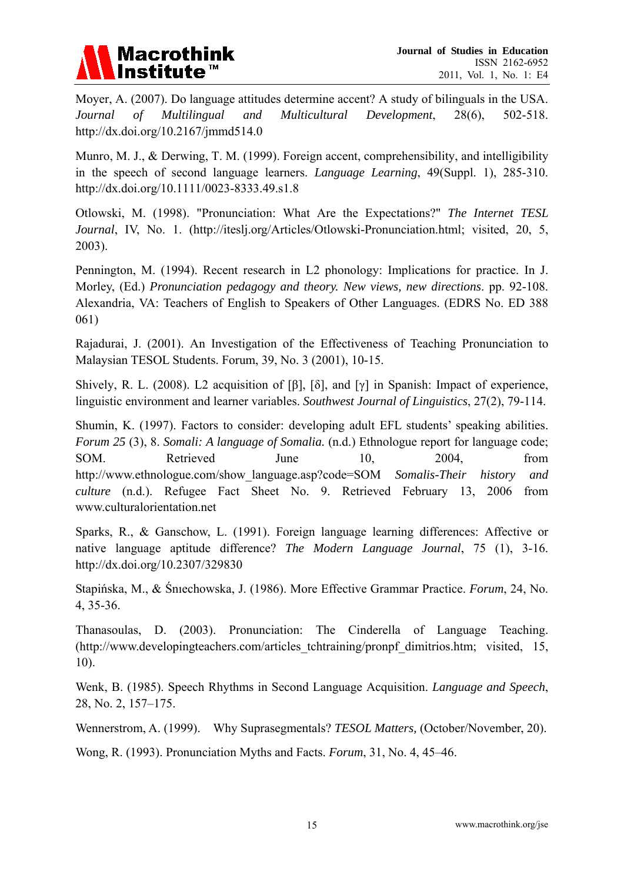Moyer, A. (2007). Do language attitudes determine accent? A study of bilinguals in the USA. *Journal of Multilingual and Multicultural Development*, 28(6), 502-518. http://dx.doi.org/10.2167/jmmd514.0

Munro, M. J., & Derwing, T. M. (1999). Foreign accent, comprehensibility, and intelligibility in the speech of second language learners. *Language Learning*, 49(Suppl. 1), 285-310. http://dx.doi.org/10.1111/0023-8333.49.s1.8

Otlowski, M. (1998). "Pronunciation: What Are the Expectations?" *The Internet TESL Journal*, IV, No. 1. (http://iteslj.org/Articles/Otlowski-Pronunciation.html; visited, 20, 5, 2003).

Pennington, M. (1994). Recent research in L2 phonology: Implications for practice. In J. Morley, (Ed.) *Pronunciation pedagogy and theory. New views, new directions*. pp. 92-108. Alexandria, VA: Teachers of English to Speakers of Other Languages. (EDRS No. ED 388 061)

Rajadurai, J. (2001). An Investigation of the Effectiveness of Teaching Pronunciation to Malaysian TESOL Students. Forum, 39, No. 3 (2001), 10-15.

Shively, R. L. (2008). L2 acquisition of [β], [δ], and [γ] in Spanish: Impact of experience, linguistic environment and learner variables. *Southwest Journal of Linguistics*, 27(2), 79-114.

Shumin, K. (1997). Factors to consider: developing adult EFL students' speaking abilities. *Forum 25* (3), 8. *Somali: A language of Somalia.* (n.d.) Ethnologue report for language code; SOM. Retrieved June 10, 2004, from http://www.ethnologue.com/show_language.asp?code=SOM *Somalis-Their history and culture* (n.d.). Refugee Fact Sheet No. 9. Retrieved February 13, 2006 from www.culturalorientation.net

Sparks, R., & Ganschow, L. (1991). Foreign language learning differences: Affective or native language aptitude difference? *The Modern Language Journal*, 75 (1), 3-16. http://dx.doi.org/10.2307/329830

Stapińska, M., & Śnıechowska, J. (1986). More Effective Grammar Practice. *Forum*, 24, No. 4, 35-36.

Thanasoulas, D. (2003). Pronunciation: The Cinderella of Language Teaching. (http://www.developingteachers.com/articles_tchtraining/pronpf_dimitrios.htm; visited, 15, 10).

Wenk, B. (1985). Speech Rhythms in Second Language Acquisition. *Language and Speech*, 28, No. 2, 157–175.

Wennerstrom, A. (1999). Why Suprasegmentals? *TESOL Matters,* (October/November, 20).

Wong, R. (1993). Pronunciation Myths and Facts. *Forum*, 31, No. 4, 45–46.